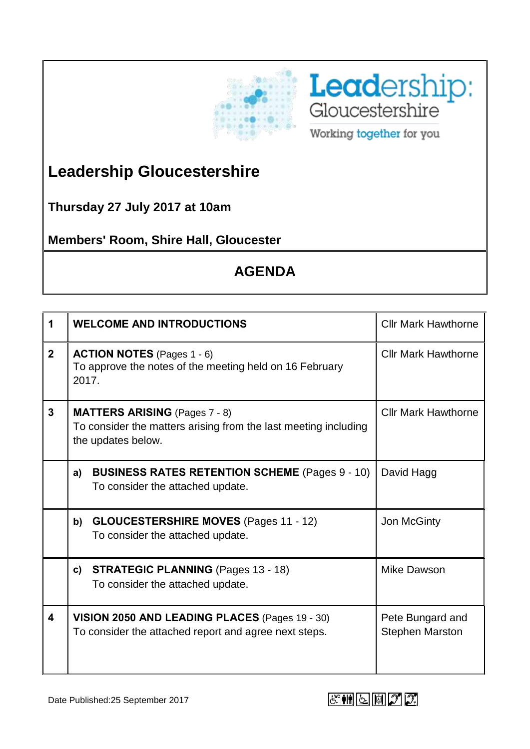Leadership: Gloucestershire

Working together for you

# Leadership Gloucestershire

**Thursday 27 July 2017 at 10am**

**Members' Room, Shire Hall, Gloucester**

## AGENDA

| | | |
|---|---|---|
| **1** | **WELCOME AND INTRODUCTIONS** | Cllr Mark Hawthorne |
| **2** | **ACTION NOTES** (Pages 1 - 6)<br>To approve the notes of the meeting held on 16 February 2017. | Cllr Mark Hawthorne |
| **3** | **MATTERS ARISING** (Pages 7 - 8)<br>To consider the matters arising from the last meeting including the updates below. | Cllr Mark Hawthorne |
| | **a)** **BUSINESS RATES RETENTION SCHEME** (Pages 9 - 10)<br>To consider the attached update. | David Hagg |
| | **b)** **GLOUCESTERSHIRE MOVES** (Pages 11 - 12)<br>To consider the attached update. | Jon McGinty |
| | **c)** **STRATEGIC PLANNING** (Pages 13 - 18)<br>To consider the attached update. | Mike Dawson |
| **4** | **VISION 2050 AND LEADING PLACES** (Pages 19 - 30)<br>To consider the attached report and agree next steps. | Pete Bungard and Stephen Marston |

Date Published:25 September 2017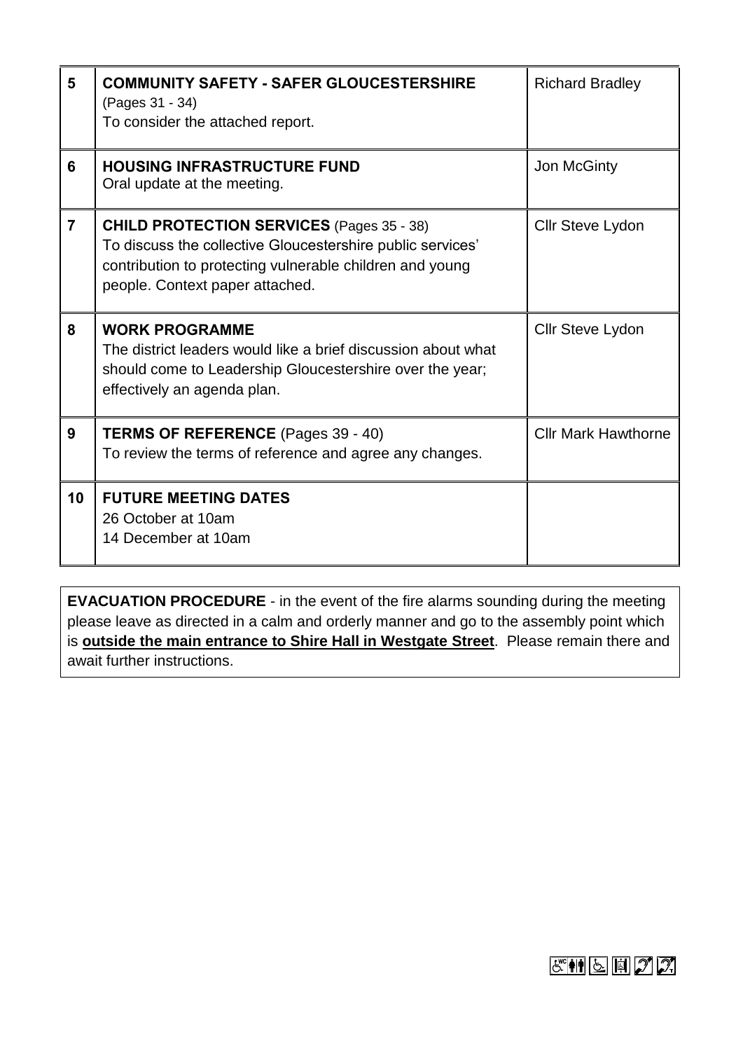| | | |
|---|---|---|
| 5 | **COMMUNITY SAFETY - SAFER GLOUCESTERSHIRE** (Pages 31 - 34)<br>To consider the attached report. | Richard Bradley |
| 6 | **HOUSING INFRASTRUCTURE FUND**<br>Oral update at the meeting. | Jon McGinty |
| 7 | **CHILD PROTECTION SERVICES** (Pages 35 - 38)<br>To discuss the collective Gloucestershire public services' contribution to protecting vulnerable children and young people. Context paper attached. | Cllr Steve Lydon |
| 8 | **WORK PROGRAMME**<br>The district leaders would like a brief discussion about what should come to Leadership Gloucestershire over the year; effectively an agenda plan. | Cllr Steve Lydon |
| 9 | **TERMS OF REFERENCE** (Pages 39 - 40)<br>To review the terms of reference and agree any changes. | Cllr Mark Hawthorne |
| 10 | **FUTURE MEETING DATES**<br>26 October at 10am<br>14 December at 10am | |

**EVACUATION PROCEDURE** - in the event of the fire alarms sounding during the meeting please leave as directed in a calm and orderly manner and go to the assembly point which is **outside the main entrance to Shire Hall in Westgate Street**. Please remain there and await further instructions.